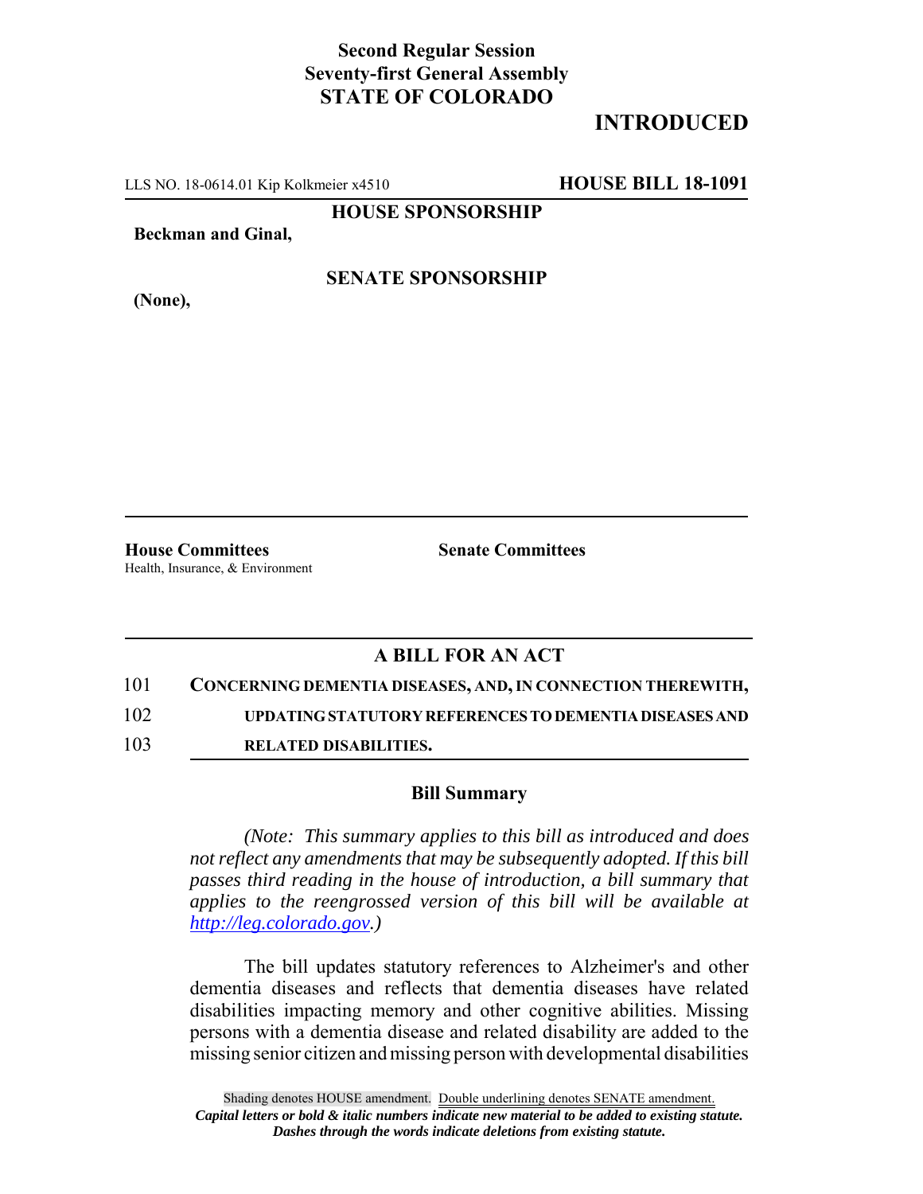**Second Regular Session**
**Seventy-first General Assembly**
**STATE OF COLORADO**

## INTRODUCED

LLS NO. 18-0614.01 Kip Kolkmeier x4510 **HOUSE BILL 18-1091**

**HOUSE SPONSORSHIP**

**Beckman and Ginal,**

**SENATE SPONSORSHIP**

**(None),**

**House Committees**
Health, Insurance, & Environment

**Senate Committees**

## A BILL FOR AN ACT

101 **CONCERNING DEMENTIA DISEASES, AND, IN CONNECTION THEREWITH,**
102 **UPDATING STATUTORY REFERENCES TO DEMENTIA DISEASES AND**
103 **RELATED DISABILITIES.**

### Bill Summary

*(Note: This summary applies to this bill as introduced and does not reflect any amendments that may be subsequently adopted. If this bill passes third reading in the house of introduction, a bill summary that applies to the reengrossed version of this bill will be available at [http://leg.colorado.gov](http://leg.colorado.gov).)*

The bill updates statutory references to Alzheimer's and other dementia diseases and reflects that dementia diseases have related disabilities impacting memory and other cognitive abilities. Missing persons with a dementia disease and related disability are added to the missing senior citizen and missing person with developmental disabilities

Shading denotes HOUSE amendment. Double underlining denotes SENATE amendment.
***Capital letters or bold & italic numbers indicate new material to be added to existing statute.***
***Dashes through the words indicate deletions from existing statute.***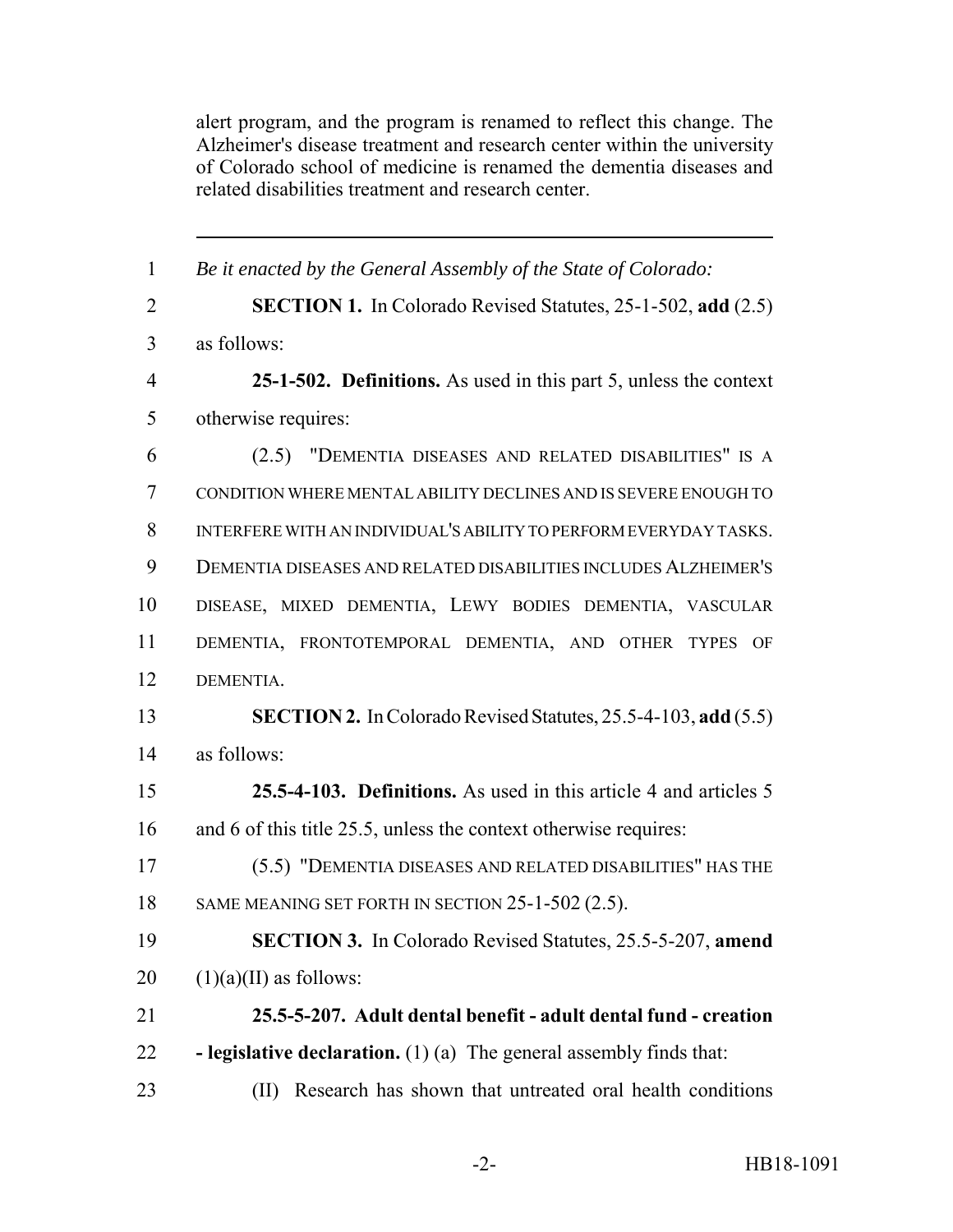alert program, and the program is renamed to reflect this change. The Alzheimer's disease treatment and research center within the university of Colorado school of medicine is renamed the dementia diseases and related disabilities treatment and research center.

---

1 *Be it enacted by the General Assembly of the State of Colorado:*

2 **SECTION 1.** In Colorado Revised Statutes, 25-1-502, **add** (2.5)
3 as follows:

4 **25-1-502. Definitions.** As used in this part 5, unless the context
5 otherwise requires:

6 (2.5) "DEMENTIA DISEASES AND RELATED DISABILITIES" IS A
7 CONDITION WHERE MENTAL ABILITY DECLINES AND IS SEVERE ENOUGH TO
8 INTERFERE WITH AN INDIVIDUAL'S ABILITY TO PERFORM EVERYDAY TASKS.
9 DEMENTIA DISEASES AND RELATED DISABILITIES INCLUDES ALZHEIMER'S
10 DISEASE, MIXED DEMENTIA, LEWY BODIES DEMENTIA, VASCULAR
11 DEMENTIA, FRONTOTEMPORAL DEMENTIA, AND OTHER TYPES OF
12 DEMENTIA.

13 **SECTION 2.** In Colorado Revised Statutes, 25.5-4-103, **add** (5.5)
14 as follows:

15 **25.5-4-103. Definitions.** As used in this article 4 and articles 5
16 and 6 of this title 25.5, unless the context otherwise requires:

17 (5.5) "DEMENTIA DISEASES AND RELATED DISABILITIES" HAS THE
18 SAME MEANING SET FORTH IN SECTION 25-1-502 (2.5).

19 **SECTION 3.** In Colorado Revised Statutes, 25.5-5-207, **amend**
20 (1)(a)(II) as follows:

21 **25.5-5-207. Adult dental benefit - adult dental fund - creation**
22 **- legislative declaration.** (1) (a) The general assembly finds that:

23 (II) Research has shown that untreated oral health conditions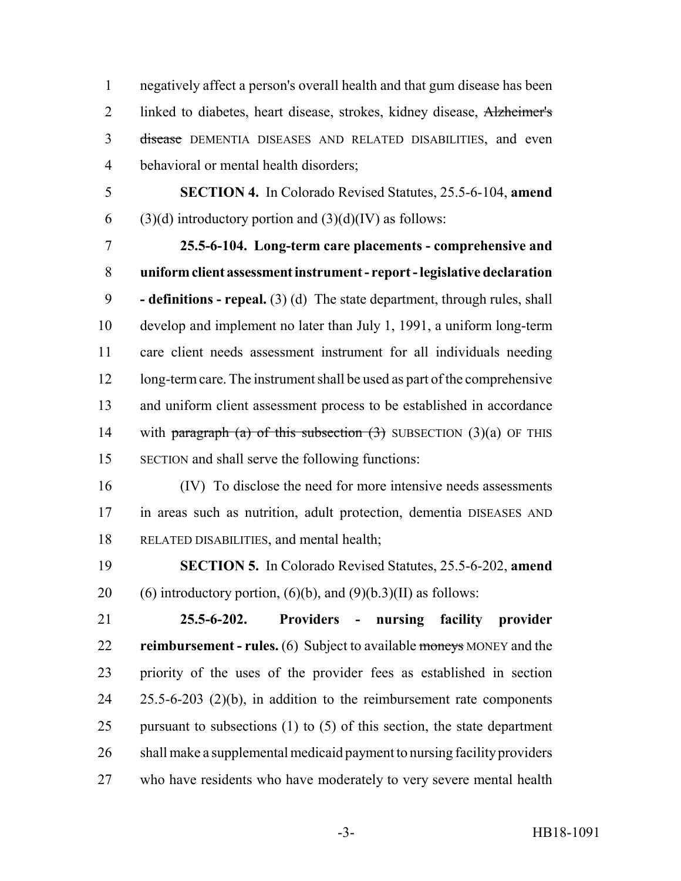negatively affect a person's overall health and that gum disease has been linked to diabetes, heart disease, strokes, kidney disease, ~~Alzheimer's disease~~ DEMENTIA DISEASES AND RELATED DISABILITIES, and even behavioral or mental health disorders;

**SECTION 4.** In Colorado Revised Statutes, 25.5-6-104, **amend** (3)(d) introductory portion and (3)(d)(IV) as follows:

**25.5-6-104. Long-term care placements - comprehensive and uniform client assessment instrument - report - legislative declaration - definitions - repeal.** (3) (d) The state department, through rules, shall develop and implement no later than July 1, 1991, a uniform long-term care client needs assessment instrument for all individuals needing long-term care. The instrument shall be used as part of the comprehensive and uniform client assessment process to be established in accordance with ~~paragraph (a) of this subsection (3)~~ SUBSECTION (3)(a) OF THIS SECTION and shall serve the following functions:

(IV) To disclose the need for more intensive needs assessments in areas such as nutrition, adult protection, dementia DISEASES AND RELATED DISABILITIES, and mental health;

**SECTION 5.** In Colorado Revised Statutes, 25.5-6-202, **amend** (6) introductory portion, (6)(b), and (9)(b.3)(II) as follows:

**25.5-6-202. Providers - nursing facility provider reimbursement - rules.** (6) Subject to available ~~moneys~~ MONEY and the priority of the uses of the provider fees as established in section 25.5-6-203 (2)(b), in addition to the reimbursement rate components pursuant to subsections (1) to (5) of this section, the state department shall make a supplemental medicaid payment to nursing facility providers who have residents who have moderately to very severe mental health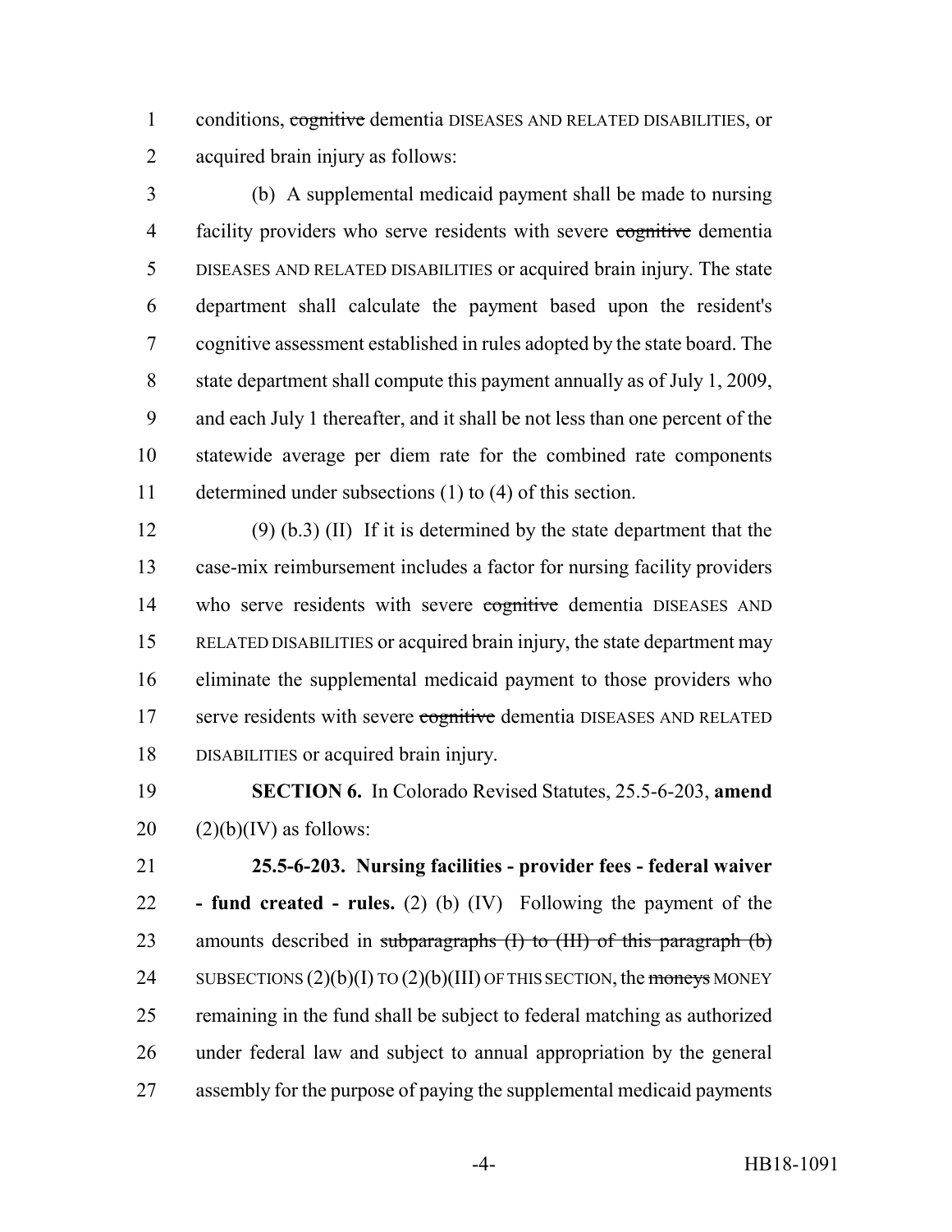conditions, ~~cognitive~~ dementia DISEASES AND RELATED DISABILITIES, or acquired brain injury as follows:

(b) A supplemental medicaid payment shall be made to nursing facility providers who serve residents with severe ~~cognitive~~ dementia DISEASES AND RELATED DISABILITIES or acquired brain injury. The state department shall calculate the payment based upon the resident's cognitive assessment established in rules adopted by the state board. The state department shall compute this payment annually as of July 1, 2009, and each July 1 thereafter, and it shall be not less than one percent of the statewide average per diem rate for the combined rate components determined under subsections (1) to (4) of this section.

(9) (b.3) (II) If it is determined by the state department that the case-mix reimbursement includes a factor for nursing facility providers who serve residents with severe ~~cognitive~~ dementia DISEASES AND RELATED DISABILITIES or acquired brain injury, the state department may eliminate the supplemental medicaid payment to those providers who serve residents with severe ~~cognitive~~ dementia DISEASES AND RELATED DISABILITIES or acquired brain injury.

**SECTION 6.** In Colorado Revised Statutes, 25.5-6-203, **amend** (2)(b)(IV) as follows:

**25.5-6-203. Nursing facilities - provider fees - federal waiver - fund created - rules.** (2) (b) (IV) Following the payment of the amounts described in ~~subparagraphs (I) to (III) of this paragraph (b)~~ SUBSECTIONS (2)(b)(I) TO (2)(b)(III) OF THIS SECTION, the ~~moneys~~ MONEY remaining in the fund shall be subject to federal matching as authorized under federal law and subject to annual appropriation by the general assembly for the purpose of paying the supplemental medicaid payments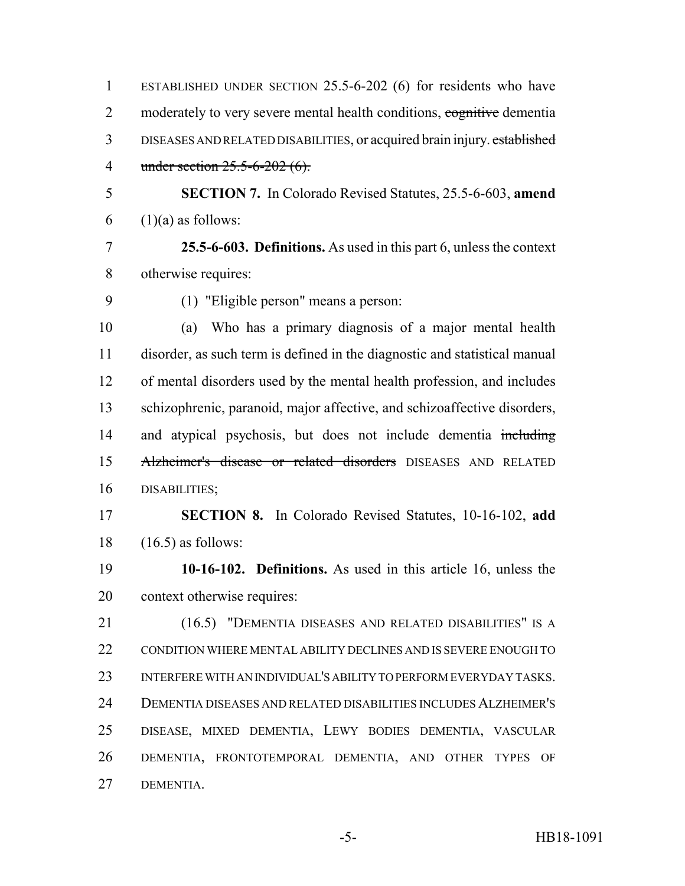ESTABLISHED UNDER SECTION 25.5-6-202 (6) for residents who have moderately to very severe mental health conditions, ~~cognitive~~ dementia DISEASES AND RELATED DISABILITIES, or acquired brain injury. ~~established under section 25.5-6-202 (6).~~

**SECTION 7.** In Colorado Revised Statutes, 25.5-6-603, **amend** (1)(a) as follows:

**25.5-6-603. Definitions.** As used in this part 6, unless the context otherwise requires:

(1) "Eligible person" means a person:

(a) Who has a primary diagnosis of a major mental health disorder, as such term is defined in the diagnostic and statistical manual of mental disorders used by the mental health profession, and includes schizophrenic, paranoid, major affective, and schizoaffective disorders, and atypical psychosis, but does not include dementia ~~including Alzheimer's disease or related disorders~~ DISEASES AND RELATED DISABILITIES;

**SECTION 8.** In Colorado Revised Statutes, 10-16-102, **add** (16.5) as follows:

**10-16-102. Definitions.** As used in this article 16, unless the context otherwise requires:

(16.5) "DEMENTIA DISEASES AND RELATED DISABILITIES" IS A CONDITION WHERE MENTAL ABILITY DECLINES AND IS SEVERE ENOUGH TO INTERFERE WITH AN INDIVIDUAL'S ABILITY TO PERFORM EVERYDAY TASKS. DEMENTIA DISEASES AND RELATED DISABILITIES INCLUDES ALZHEIMER'S DISEASE, MIXED DEMENTIA, LEWY BODIES DEMENTIA, VASCULAR DEMENTIA, FRONTOTEMPORAL DEMENTIA, AND OTHER TYPES OF DEMENTIA.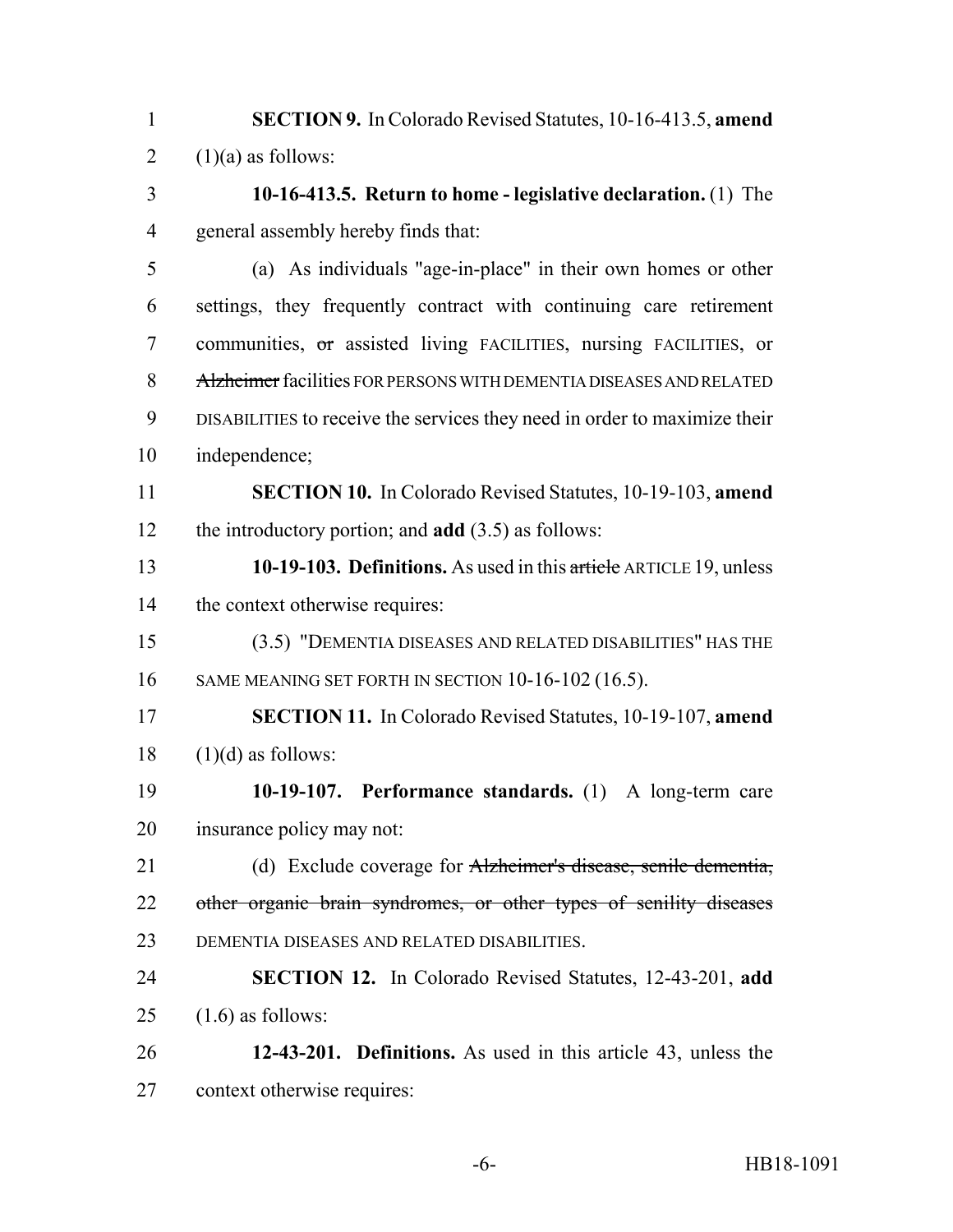**SECTION 9.** In Colorado Revised Statutes, 10-16-413.5, **amend** (1)(a) as follows:

**10-16-413.5. Return to home - legislative declaration.** (1) The general assembly hereby finds that:

(a) As individuals "age-in-place" in their own homes or other settings, they frequently contract with continuing care retirement communities, ~~or~~ assisted living FACILITIES, nursing FACILITIES, or ~~Alzheimer~~ facilities FOR PERSONS WITH DEMENTIA DISEASES AND RELATED DISABILITIES to receive the services they need in order to maximize their independence;

**SECTION 10.** In Colorado Revised Statutes, 10-19-103, **amend** the introductory portion; and **add** (3.5) as follows:

**10-19-103. Definitions.** As used in this ~~article~~ ARTICLE 19, unless the context otherwise requires:

(3.5) "DEMENTIA DISEASES AND RELATED DISABILITIES" HAS THE SAME MEANING SET FORTH IN SECTION 10-16-102 (16.5).

**SECTION 11.** In Colorado Revised Statutes, 10-19-107, **amend** (1)(d) as follows:

**10-19-107. Performance standards.** (1) A long-term care insurance policy may not:

(d) Exclude coverage for ~~Alzheimer's disease, senile dementia, other organic brain syndromes, or other types of senility diseases~~ DEMENTIA DISEASES AND RELATED DISABILITIES.

**SECTION 12.** In Colorado Revised Statutes, 12-43-201, **add** (1.6) as follows:

**12-43-201. Definitions.** As used in this article 43, unless the context otherwise requires: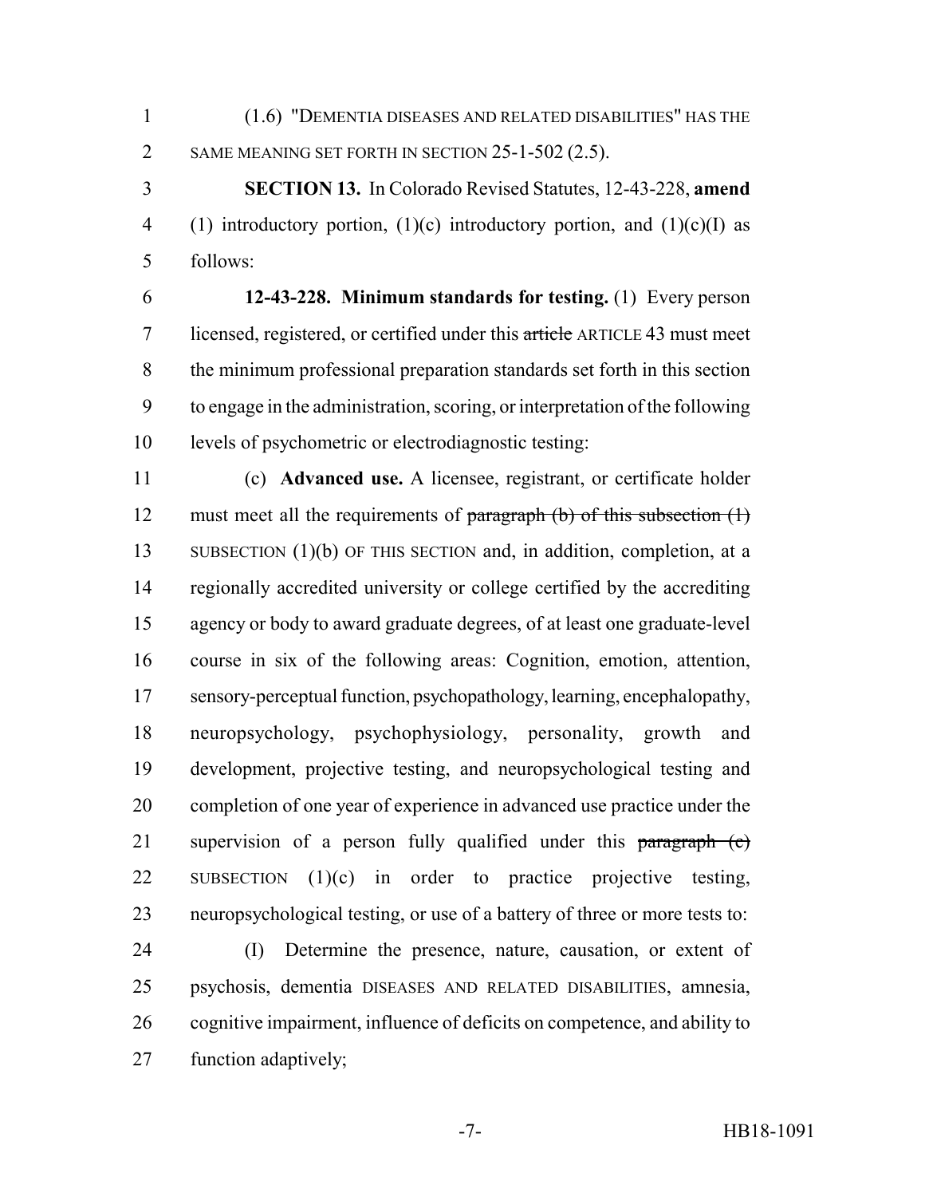(1.6) "DEMENTIA DISEASES AND RELATED DISABILITIES" HAS THE SAME MEANING SET FORTH IN SECTION 25-1-502 (2.5).

**SECTION 13.** In Colorado Revised Statutes, 12-43-228, **amend** (1) introductory portion, (1)(c) introductory portion, and (1)(c)(I) as follows:

**12-43-228. Minimum standards for testing.** (1) Every person licensed, registered, or certified under this ~~article~~ ARTICLE 43 must meet the minimum professional preparation standards set forth in this section to engage in the administration, scoring, or interpretation of the following levels of psychometric or electrodiagnostic testing:

(c) **Advanced use.** A licensee, registrant, or certificate holder must meet all the requirements of ~~paragraph (b) of this subsection (1)~~ SUBSECTION (1)(b) OF THIS SECTION and, in addition, completion, at a regionally accredited university or college certified by the accrediting agency or body to award graduate degrees, of at least one graduate-level course in six of the following areas: Cognition, emotion, attention, sensory-perceptual function, psychopathology, learning, encephalopathy, neuropsychology, psychophysiology, personality, growth and development, projective testing, and neuropsychological testing and completion of one year of experience in advanced use practice under the supervision of a person fully qualified under this ~~paragraph (c)~~ SUBSECTION (1)(c) in order to practice projective testing, neuropsychological testing, or use of a battery of three or more tests to:

(I) Determine the presence, nature, causation, or extent of psychosis, dementia DISEASES AND RELATED DISABILITIES, amnesia, cognitive impairment, influence of deficits on competence, and ability to function adaptively;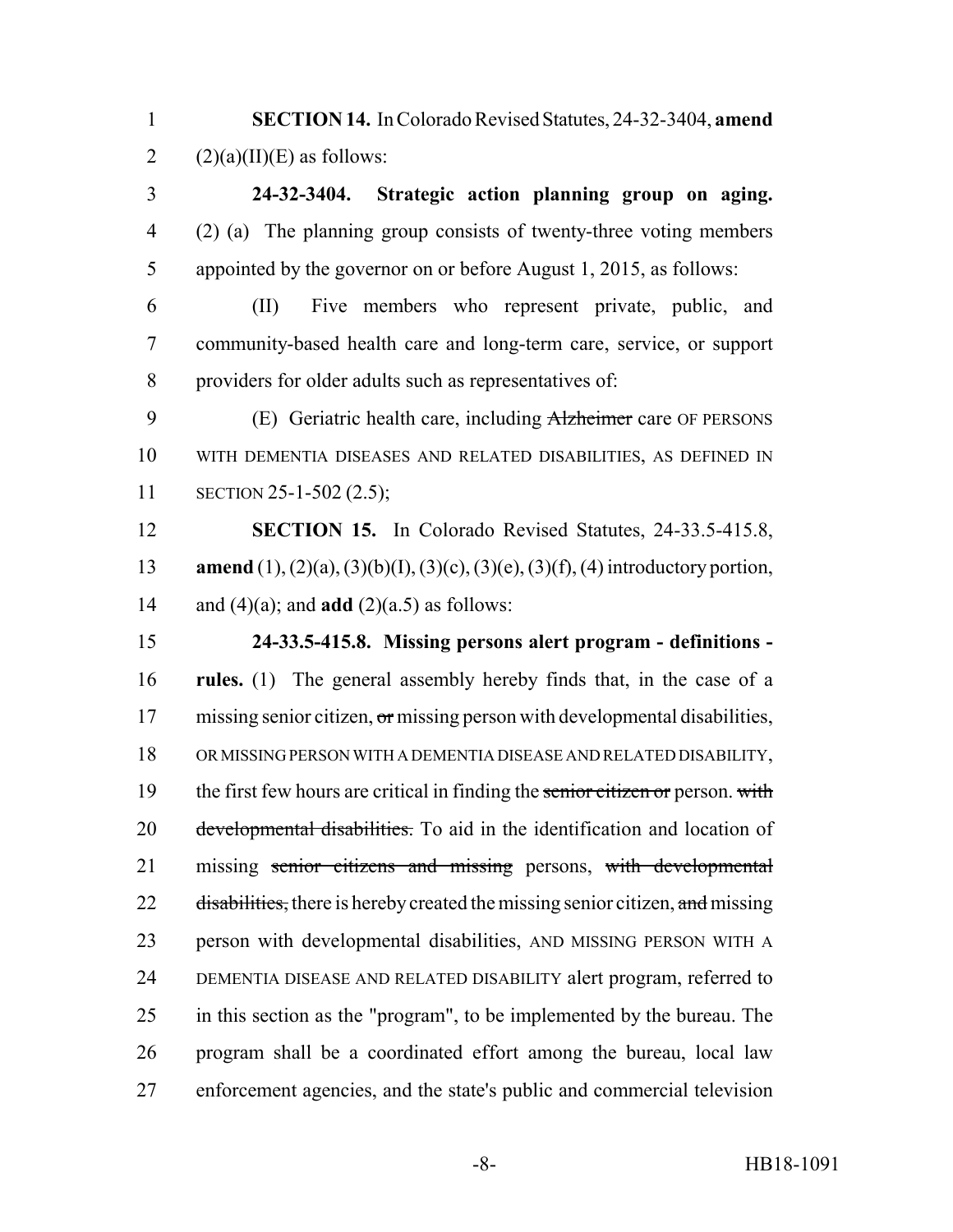**SECTION 14.** In Colorado Revised Statutes, 24-32-3404, **amend** (2)(a)(II)(E) as follows:

**24-32-3404. Strategic action planning group on aging.** (2) (a) The planning group consists of twenty-three voting members appointed by the governor on or before August 1, 2015, as follows:

(II) Five members who represent private, public, and community-based health care and long-term care, service, or support providers for older adults such as representatives of:

(E) Geriatric health care, including ~~Alzheimer~~ care OF PERSONS WITH DEMENTIA DISEASES AND RELATED DISABILITIES, AS DEFINED IN SECTION 25-1-502 (2.5);

**SECTION 15.** In Colorado Revised Statutes, 24-33.5-415.8, **amend** (1), (2)(a), (3)(b)(I), (3)(c), (3)(e), (3)(f), (4) introductory portion, and (4)(a); and **add** (2)(a.5) as follows:

**24-33.5-415.8. Missing persons alert program - definitions - rules.** (1) The general assembly hereby finds that, in the case of a missing senior citizen, ~~or~~ missing person with developmental disabilities, OR MISSING PERSON WITH A DEMENTIA DISEASE AND RELATED DISABILITY, the first few hours are critical in finding the ~~senior citizen or~~ person. ~~with developmental disabilities.~~ To aid in the identification and location of missing ~~senior citizens and missing~~ persons, ~~with developmental disabilities,~~ there is hereby created the missing senior citizen, ~~and~~ missing person with developmental disabilities, AND MISSING PERSON WITH A DEMENTIA DISEASE AND RELATED DISABILITY alert program, referred to in this section as the "program", to be implemented by the bureau. The program shall be a coordinated effort among the bureau, local law enforcement agencies, and the state's public and commercial television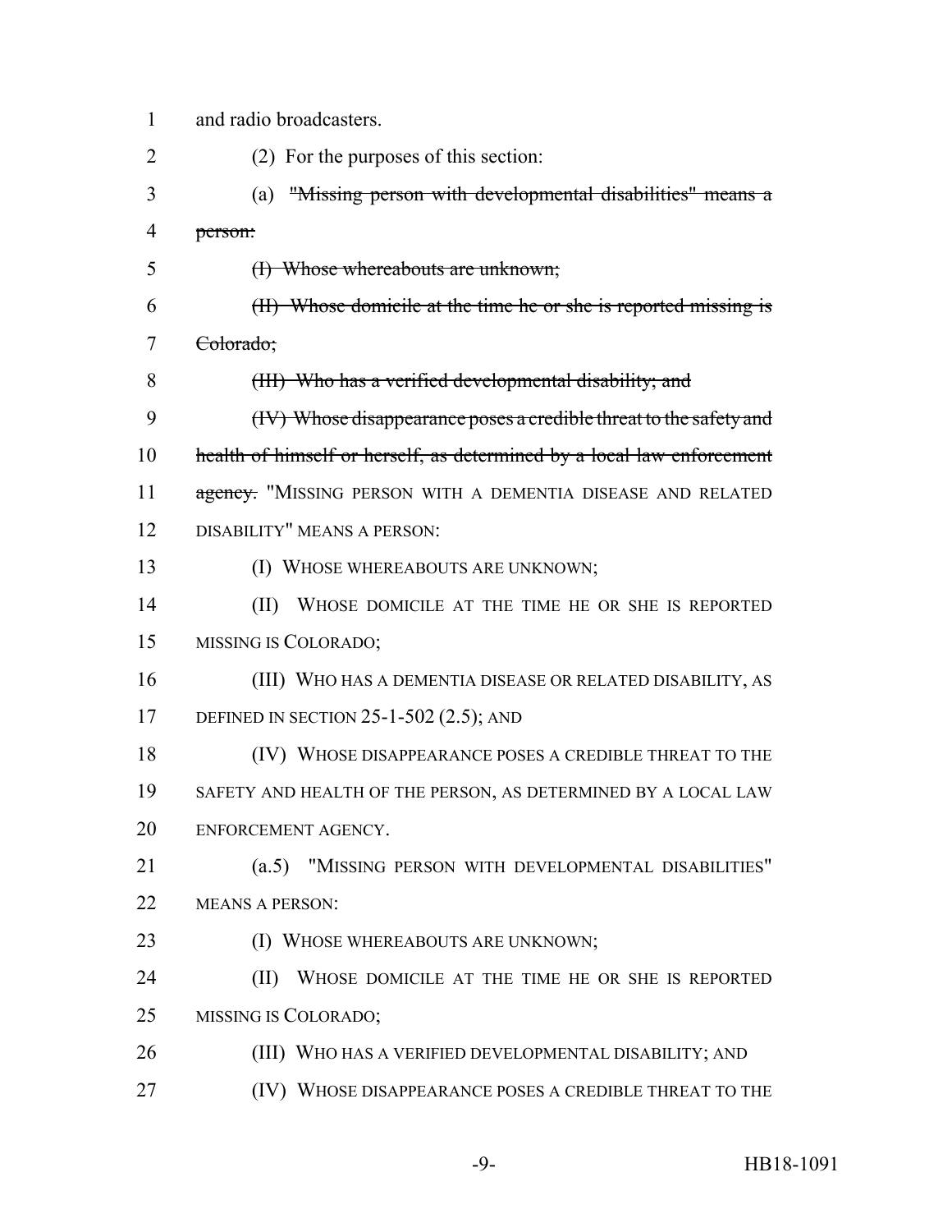and radio broadcasters.

(2) For the purposes of this section:

(a) ~~"Missing person with developmental disabilities" means a person:~~

~~(I) Whose whereabouts are unknown;~~

~~(II) Whose domicile at the time he or she is reported missing is Colorado;~~

~~(III) Who has a verified developmental disability; and~~

~~(IV) Whose disappearance poses a credible threat to the safety and health of himself or herself, as determined by a local law enforcement agency.~~ "MISSING PERSON WITH A DEMENTIA DISEASE AND RELATED DISABILITY" MEANS A PERSON:

(I) WHOSE WHEREABOUTS ARE UNKNOWN;

(II) WHOSE DOMICILE AT THE TIME HE OR SHE IS REPORTED MISSING IS COLORADO;

(III) WHO HAS A DEMENTIA DISEASE OR RELATED DISABILITY, AS DEFINED IN SECTION 25-1-502 (2.5); AND

(IV) WHOSE DISAPPEARANCE POSES A CREDIBLE THREAT TO THE SAFETY AND HEALTH OF THE PERSON, AS DETERMINED BY A LOCAL LAW ENFORCEMENT AGENCY.

(a.5) "MISSING PERSON WITH DEVELOPMENTAL DISABILITIES" MEANS A PERSON:

(I) WHOSE WHEREABOUTS ARE UNKNOWN;

(II) WHOSE DOMICILE AT THE TIME HE OR SHE IS REPORTED MISSING IS COLORADO;

(III) WHO HAS A VERIFIED DEVELOPMENTAL DISABILITY; AND

(IV) WHOSE DISAPPEARANCE POSES A CREDIBLE THREAT TO THE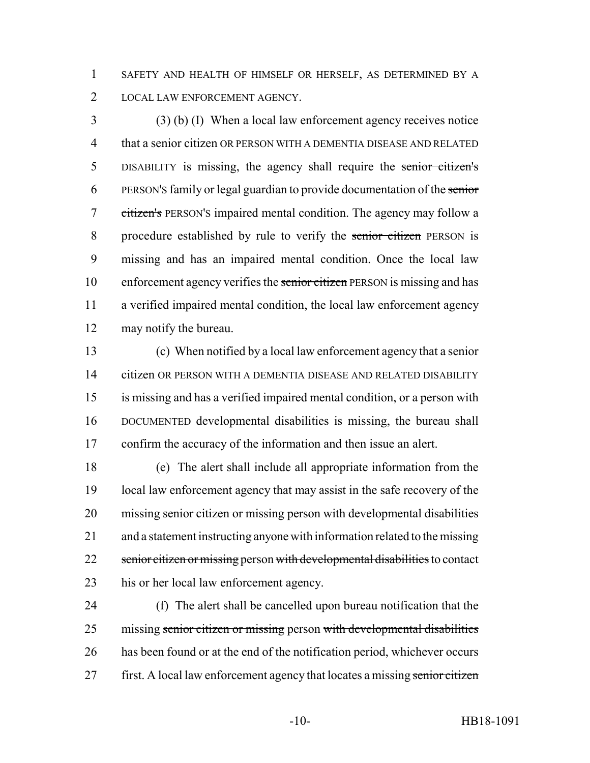SAFETY AND HEALTH OF HIMSELF OR HERSELF, AS DETERMINED BY A LOCAL LAW ENFORCEMENT AGENCY.

(3) (b) (I) When a local law enforcement agency receives notice that a senior citizen OR PERSON WITH A DEMENTIA DISEASE AND RELATED DISABILITY is missing, the agency shall require the ~~senior citizen's~~ PERSON'S family or legal guardian to provide documentation of the ~~senior citizen's~~ PERSON'S impaired mental condition. The agency may follow a procedure established by rule to verify the ~~senior citizen~~ PERSON is missing and has an impaired mental condition. Once the local law enforcement agency verifies the ~~senior citizen~~ PERSON is missing and has a verified impaired mental condition, the local law enforcement agency may notify the bureau.

(c) When notified by a local law enforcement agency that a senior citizen OR PERSON WITH A DEMENTIA DISEASE AND RELATED DISABILITY is missing and has a verified impaired mental condition, or a person with DOCUMENTED developmental disabilities is missing, the bureau shall confirm the accuracy of the information and then issue an alert.

(e) The alert shall include all appropriate information from the local law enforcement agency that may assist in the safe recovery of the missing ~~senior citizen or missing~~ person ~~with developmental disabilities~~ and a statement instructing anyone with information related to the missing ~~senior citizen or missing~~ person ~~with developmental disabilities~~ to contact his or her local law enforcement agency.

(f) The alert shall be cancelled upon bureau notification that the missing ~~senior citizen or missing~~ person ~~with developmental disabilities~~ has been found or at the end of the notification period, whichever occurs first. A local law enforcement agency that locates a missing ~~senior citizen~~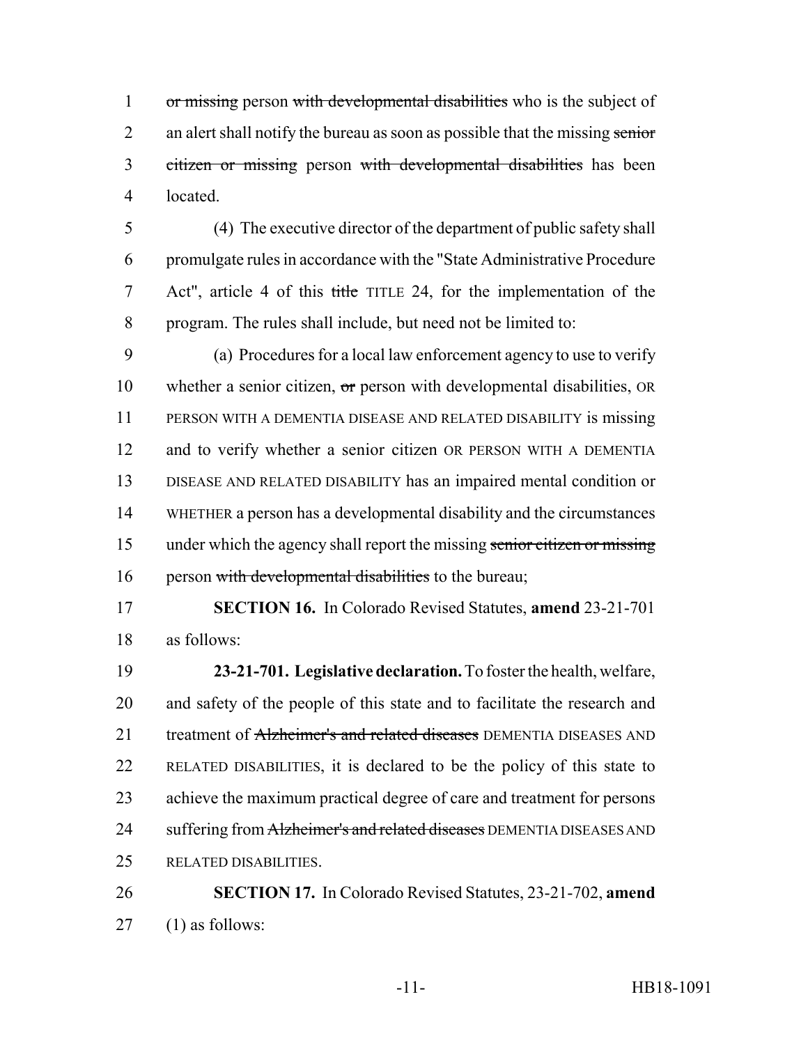~~or missing~~ person ~~with developmental disabilities~~ who is the subject of an alert shall notify the bureau as soon as possible that the missing ~~senior citizen or missing~~ person ~~with developmental disabilities~~ has been located.

(4) The executive director of the department of public safety shall promulgate rules in accordance with the "State Administrative Procedure Act", article 4 of this ~~title~~ TITLE 24, for the implementation of the program. The rules shall include, but need not be limited to:

(a) Procedures for a local law enforcement agency to use to verify whether a senior citizen, ~~or~~ person with developmental disabilities, OR PERSON WITH A DEMENTIA DISEASE AND RELATED DISABILITY is missing and to verify whether a senior citizen OR PERSON WITH A DEMENTIA DISEASE AND RELATED DISABILITY has an impaired mental condition or WHETHER a person has a developmental disability and the circumstances under which the agency shall report the missing ~~senior citizen or missing~~ person ~~with developmental disabilities~~ to the bureau;

**SECTION 16.** In Colorado Revised Statutes, **amend** 23-21-701 as follows:

**23-21-701. Legislative declaration.** To foster the health, welfare, and safety of the people of this state and to facilitate the research and treatment of ~~Alzheimer's and related diseases~~ DEMENTIA DISEASES AND RELATED DISABILITIES, it is declared to be the policy of this state to achieve the maximum practical degree of care and treatment for persons suffering from ~~Alzheimer's and related diseases~~ DEMENTIA DISEASES AND RELATED DISABILITIES.

**SECTION 17.** In Colorado Revised Statutes, 23-21-702, **amend** (1) as follows: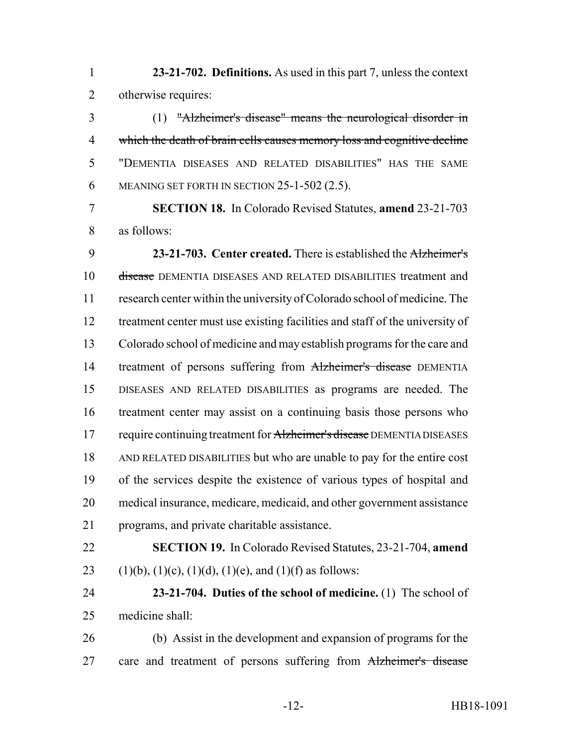**23-21-702. Definitions.** As used in this part 7, unless the context otherwise requires:

(1) ~~"Alzheimer's disease" means the neurological disorder in which the death of brain cells causes memory loss and cognitive decline~~ "DEMENTIA DISEASES AND RELATED DISABILITIES" HAS THE SAME MEANING SET FORTH IN SECTION 25-1-502 (2.5).

**SECTION 18.** In Colorado Revised Statutes, **amend** 23-21-703 as follows:

**23-21-703. Center created.** There is established the ~~Alzheimer's disease~~ DEMENTIA DISEASES AND RELATED DISABILITIES treatment and research center within the university of Colorado school of medicine. The treatment center must use existing facilities and staff of the university of Colorado school of medicine and may establish programs for the care and treatment of persons suffering from ~~Alzheimer's disease~~ DEMENTIA DISEASES AND RELATED DISABILITIES as programs are needed. The treatment center may assist on a continuing basis those persons who require continuing treatment for ~~Alzheimer's disease~~ DEMENTIA DISEASES AND RELATED DISABILITIES but who are unable to pay for the entire cost of the services despite the existence of various types of hospital and medical insurance, medicare, medicaid, and other government assistance programs, and private charitable assistance.

**SECTION 19.** In Colorado Revised Statutes, 23-21-704, **amend** (1)(b), (1)(c), (1)(d), (1)(e), and (1)(f) as follows:

**23-21-704. Duties of the school of medicine.** (1) The school of medicine shall:

(b) Assist in the development and expansion of programs for the care and treatment of persons suffering from ~~Alzheimer's disease~~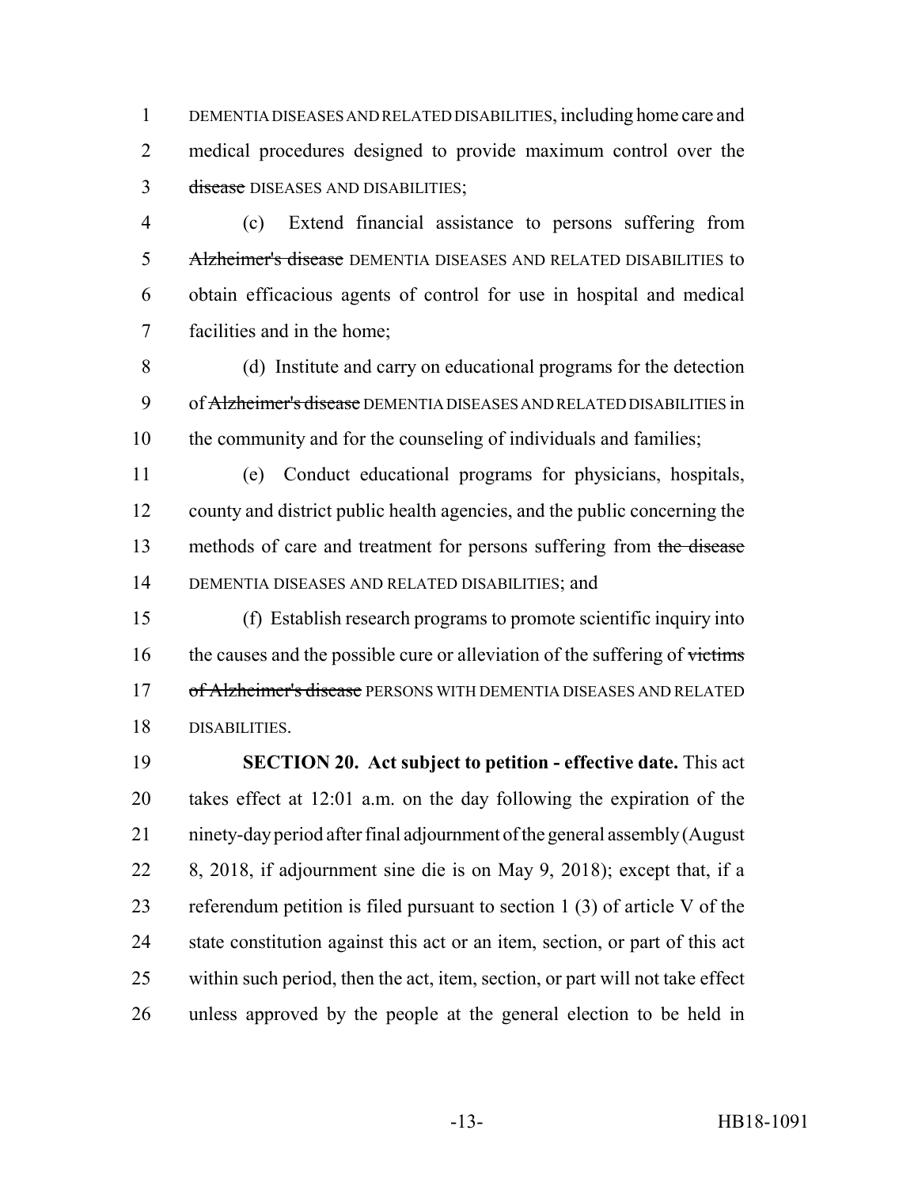DEMENTIA DISEASES AND RELATED DISABILITIES, including home care and medical procedures designed to provide maximum control over the ~~disease~~ DISEASES AND DISABILITIES;

(c) Extend financial assistance to persons suffering from ~~Alzheimer's disease~~ DEMENTIA DISEASES AND RELATED DISABILITIES to obtain efficacious agents of control for use in hospital and medical facilities and in the home;

(d) Institute and carry on educational programs for the detection of ~~Alzheimer's disease~~ DEMENTIA DISEASES AND RELATED DISABILITIES in the community and for the counseling of individuals and families;

(e) Conduct educational programs for physicians, hospitals, county and district public health agencies, and the public concerning the methods of care and treatment for persons suffering from ~~the disease~~ DEMENTIA DISEASES AND RELATED DISABILITIES; and

(f) Establish research programs to promote scientific inquiry into the causes and the possible cure or alleviation of the suffering of ~~victims of Alzheimer's disease~~ PERSONS WITH DEMENTIA DISEASES AND RELATED DISABILITIES.

**SECTION 20. Act subject to petition - effective date.** This act takes effect at 12:01 a.m. on the day following the expiration of the ninety-day period after final adjournment of the general assembly (August 8, 2018, if adjournment sine die is on May 9, 2018); except that, if a referendum petition is filed pursuant to section 1 (3) of article V of the state constitution against this act or an item, section, or part of this act within such period, then the act, item, section, or part will not take effect unless approved by the people at the general election to be held in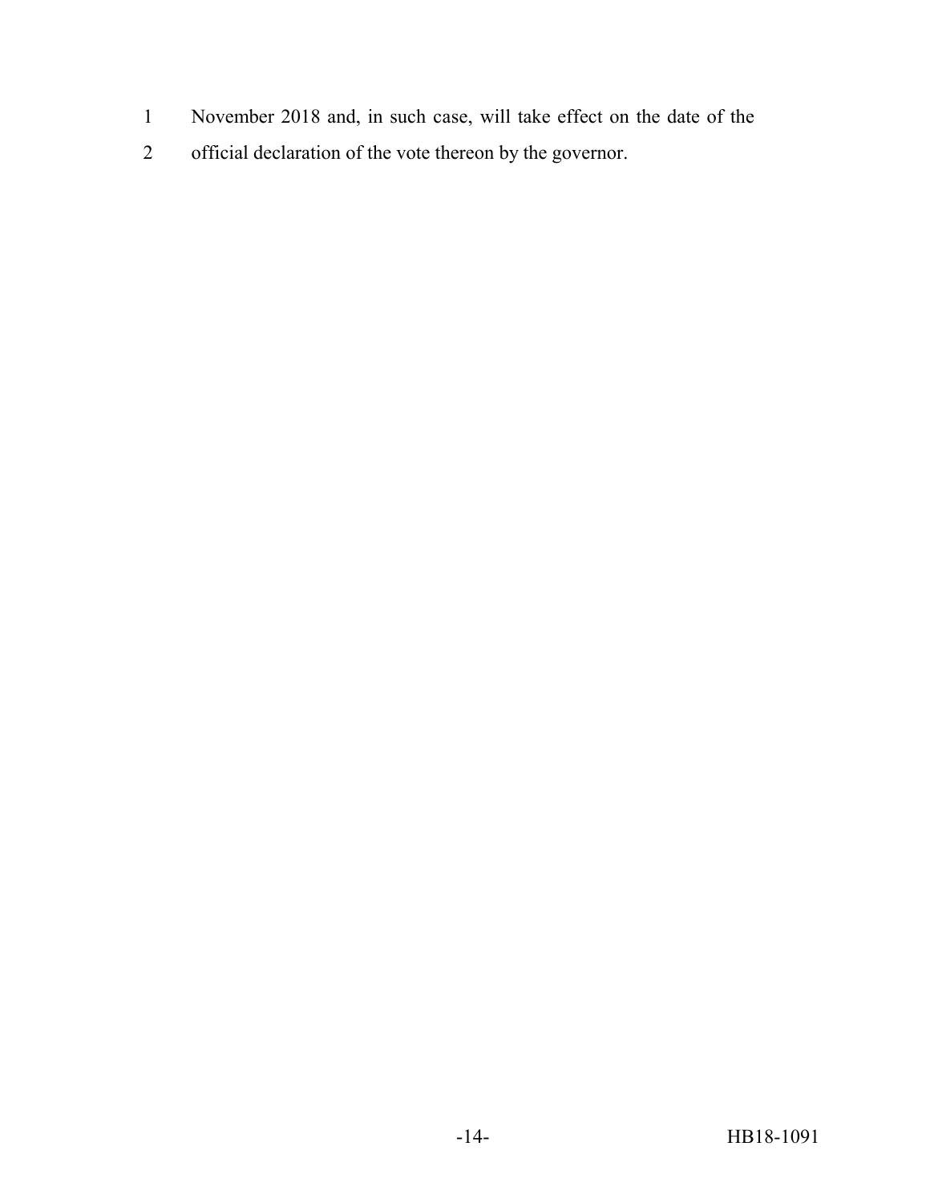November 2018 and, in such case, will take effect on the date of the official declaration of the vote thereon by the governor.